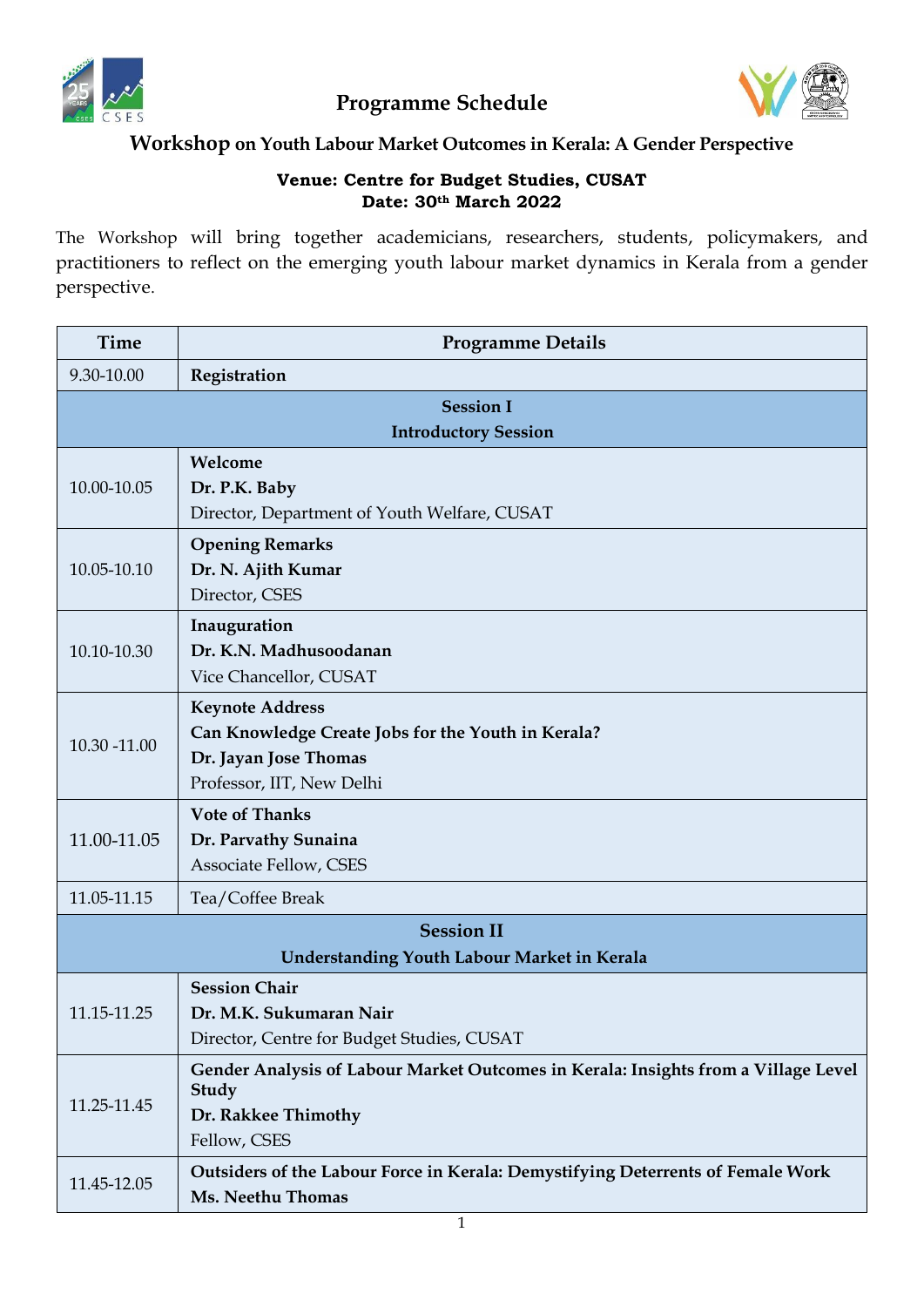# Programme Schedule

## Workshop on Youth Labour Market Outcomes in Kerala: A Gender Perspective

**Venue: Centre for Budget Studies, CUSAT**
**Date: 30th March 2022**

The Workshop will bring together academicians, researchers, students, policymakers, and practitioners to reflect on the emerging youth labour market dynamics in Kerala from a gender perspective.

| Time | Programme Details |
|---|---|
| 9.30-10.00 | **Registration** |
| **Session I** **Introductory Session** | |
| 10.00-10.05 | **Welcome** **Dr. P.K. Baby** Director, Department of Youth Welfare, CUSAT |
| 10.05-10.10 | **Opening Remarks** **Dr. N. Ajith Kumar** Director, CSES |
| 10.10-10.30 | **Inauguration** **Dr. K.N. Madhusoodanan** Vice Chancellor, CUSAT |
| 10.30 -11.00 | **Keynote Address** **Can Knowledge Create Jobs for the Youth in Kerala?** **Dr. Jayan Jose Thomas** Professor, IIT, New Delhi |
| 11.00-11.05 | **Vote of Thanks** **Dr. Parvathy Sunaina** Associate Fellow, CSES |
| 11.05-11.15 | Tea/Coffee Break |
| **Session II** **Understanding Youth Labour Market in Kerala** | |
| 11.15-11.25 | **Session Chair** **Dr. M.K. Sukumaran Nair** Director, Centre for Budget Studies, CUSAT |
| 11.25-11.45 | **Gender Analysis of Labour Market Outcomes in Kerala: Insights from a Village Level Study** **Dr. Rakkee Thimothy** Fellow, CSES |
| 11.45-12.05 | **Outsiders of the Labour Force in Kerala: Demystifying Deterrents of Female Work** **Ms. Neethu Thomas** |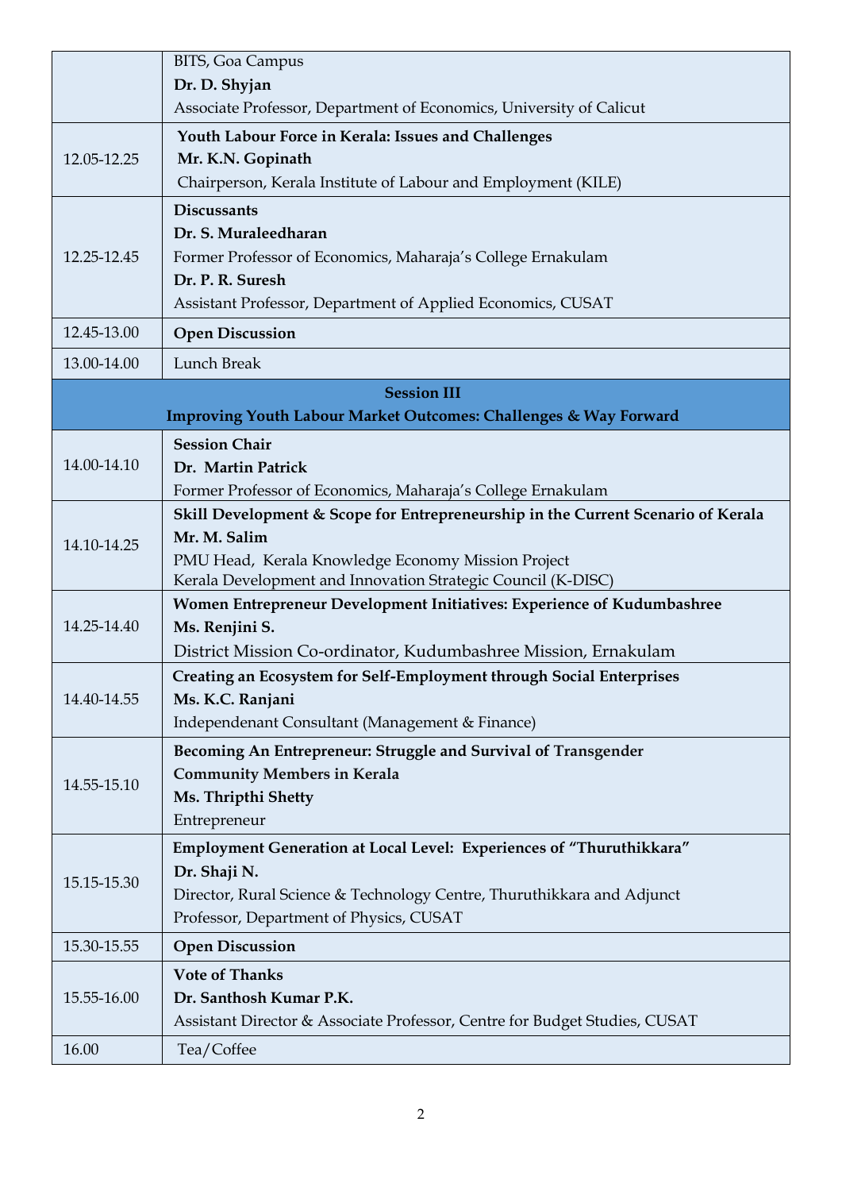| | |
|---|---|
| | BITS, Goa Campus<br>**Dr. D. Shyjan**<br>Associate Professor, Department of Economics, University of Calicut |
| 12.05-12.25 | **Youth Labour Force in Kerala: Issues and Challenges**<br>**Mr. K.N. Gopinath**<br>Chairperson, Kerala Institute of Labour and Employment (KILE) |
| 12.25-12.45 | **Discussants**<br>**Dr. S. Muraleedharan**<br>Former Professor of Economics, Maharaja's College Ernakulam<br>**Dr. P. R. Suresh**<br>Assistant Professor, Department of Applied Economics, CUSAT |
| 12.45-13.00 | **Open Discussion** |
| 13.00-14.00 | Lunch Break |
| **Session III**<br>**Improving Youth Labour Market Outcomes: Challenges & Way Forward** | |
| 14.00-14.10 | **Session Chair**<br>**Dr. Martin Patrick**<br>Former Professor of Economics, Maharaja's College Ernakulam |
| 14.10-14.25 | **Skill Development & Scope for Entrepreneurship in the Current Scenario of Kerala**<br>**Mr. M. Salim**<br>PMU Head, Kerala Knowledge Economy Mission Project<br>Kerala Development and Innovation Strategic Council (K-DISC) |
| 14.25-14.40 | **Women Entrepreneur Development Initiatives: Experience of Kudumbashree**<br>**Ms. Renjini S.**<br>District Mission Co-ordinator, Kudumbashree Mission, Ernakulam |
| 14.40-14.55 | **Creating an Ecosystem for Self-Employment through Social Enterprises**<br>**Ms. K.C. Ranjani**<br>Independenant Consultant (Management & Finance) |
| 14.55-15.10 | **Becoming An Entrepreneur: Struggle and Survival of Transgender Community Members in Kerala**<br>**Ms. Thripthi Shetty**<br>Entrepreneur |
| 15.15-15.30 | **Employment Generation at Local Level: Experiences of "Thuruthikkara"**<br>**Dr. Shaji N.**<br>Director, Rural Science & Technology Centre, Thuruthikkara and Adjunct Professor, Department of Physics, CUSAT |
| 15.30-15.55 | **Open Discussion** |
| 15.55-16.00 | **Vote of Thanks**<br>**Dr. Santhosh Kumar P.K.**<br>Assistant Director & Associate Professor, Centre for Budget Studies, CUSAT |
| 16.00 | Tea/Coffee |